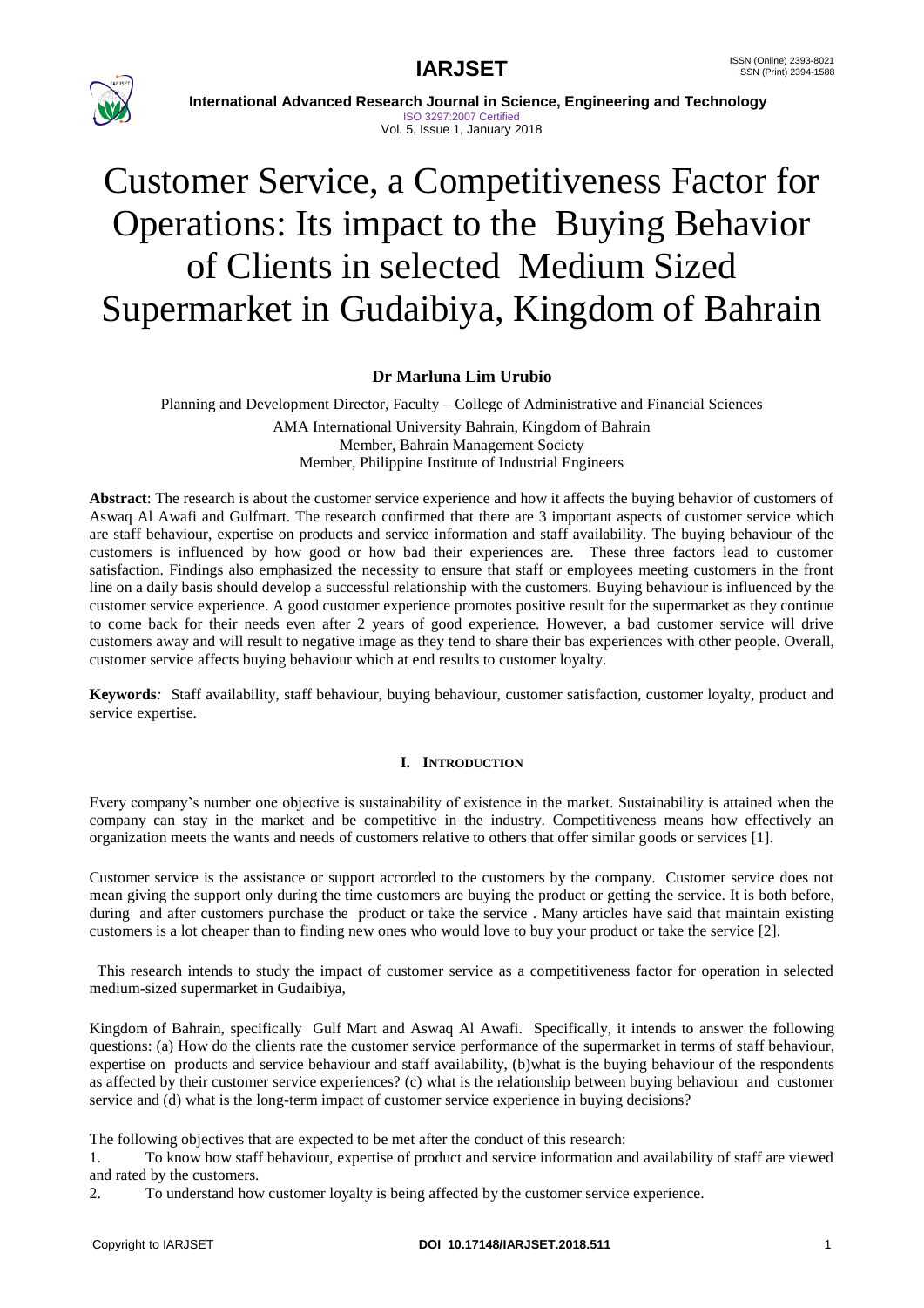# Customer Service, a Competitiveness Factor for Operations: Its impact to the Buying Behavior of Clients in selected Medium Sized Supermarket in Gudaibiya, Kingdom of Bahrain

**Dr Marluna Lim Urubio**

Planning and Development Director, Faculty – College of Administrative and Financial Sciences
AMA International University Bahrain, Kingdom of Bahrain
Member, Bahrain Management Society
Member, Philippine Institute of Industrial Engineers

**Abstract**: The research is about the customer service experience and how it affects the buying behavior of customers of Aswaq Al Awafi and Gulfmart. The research confirmed that there are 3 important aspects of customer service which are staff behaviour, expertise on products and service information and staff availability. The buying behaviour of the customers is influenced by how good or how bad their experiences are. These three factors lead to customer satisfaction. Findings also emphasized the necessity to ensure that staff or employees meeting customers in the front line on a daily basis should develop a successful relationship with the customers. Buying behaviour is influenced by the customer service experience. A good customer experience promotes positive result for the supermarket as they continue to come back for their needs even after 2 years of good experience. However, a bad customer service will drive customers away and will result to negative image as they tend to share their bas experiences with other people. Overall, customer service affects buying behaviour which at end results to customer loyalty.

**Keywords**: Staff availability, staff behaviour, buying behaviour, customer satisfaction, customer loyalty, product and service expertise.

## I. INTRODUCTION

Every company's number one objective is sustainability of existence in the market. Sustainability is attained when the company can stay in the market and be competitive in the industry. Competitiveness means how effectively an organization meets the wants and needs of customers relative to others that offer similar goods or services [1].

Customer service is the assistance or support accorded to the customers by the company. Customer service does not mean giving the support only during the time customers are buying the product or getting the service. It is both before, during and after customers purchase the product or take the service . Many articles have said that maintain existing customers is a lot cheaper than to finding new ones who would love to buy your product or take the service [2].

This research intends to study the impact of customer service as a competitiveness factor for operation in selected medium-sized supermarket in Gudaibiya,

Kingdom of Bahrain, specifically Gulf Mart and Aswaq Al Awafi. Specifically, it intends to answer the following questions: (a) How do the clients rate the customer service performance of the supermarket in terms of staff behaviour, expertise on products and service behaviour and staff availability, (b)what is the buying behaviour of the respondents as affected by their customer service experiences? (c) what is the relationship between buying behaviour and customer service and (d) what is the long-term impact of customer service experience in buying decisions?

The following objectives that are expected to be met after the conduct of this research:

1. To know how staff behaviour, expertise of product and service information and availability of staff are viewed and rated by the customers.
2. To understand how customer loyalty is being affected by the customer service experience.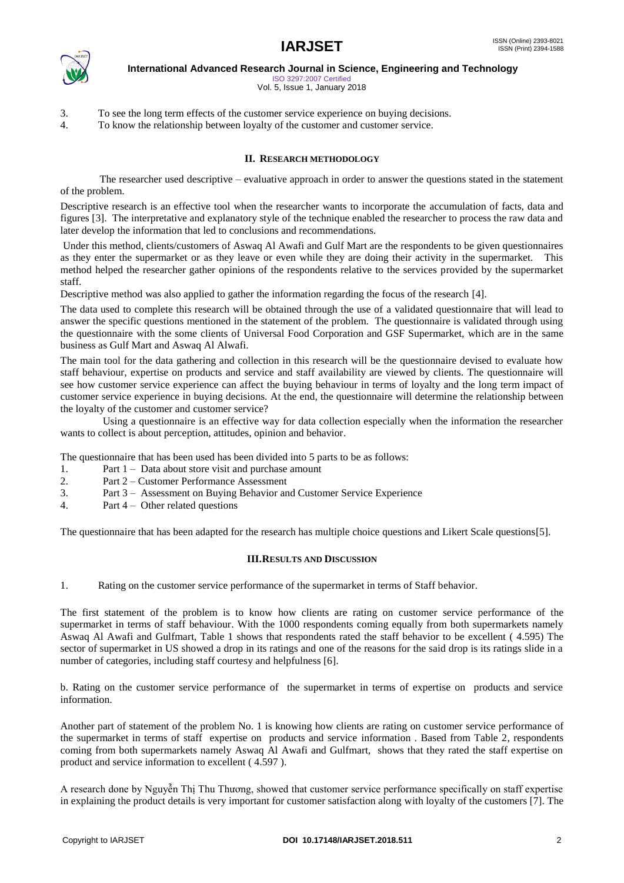3. To see the long term effects of the customer service experience on buying decisions.
4. To know the relationship between loyalty of the customer and customer service.

## II. RESEARCH METHODOLOGY

The researcher used descriptive – evaluative approach in order to answer the questions stated in the statement of the problem.

Descriptive research is an effective tool when the researcher wants to incorporate the accumulation of facts, data and figures [3]. The interpretative and explanatory style of the technique enabled the researcher to process the raw data and later develop the information that led to conclusions and recommendations.

Under this method, clients/customers of Aswaq Al Awafi and Gulf Mart are the respondents to be given questionnaires as they enter the supermarket or as they leave or even while they are doing their activity in the supermarket. This method helped the researcher gather opinions of the respondents relative to the services provided by the supermarket staff.

Descriptive method was also applied to gather the information regarding the focus of the research [4].

The data used to complete this research will be obtained through the use of a validated questionnaire that will lead to answer the specific questions mentioned in the statement of the problem. The questionnaire is validated through using the questionnaire with the some clients of Universal Food Corporation and GSF Supermarket, which are in the same business as Gulf Mart and Aswaq Al Alwafi.

The main tool for the data gathering and collection in this research will be the questionnaire devised to evaluate how staff behaviour, expertise on products and service and staff availability are viewed by clients. The questionnaire will see how customer service experience can affect the buying behaviour in terms of loyalty and the long term impact of customer service experience in buying decisions. At the end, the questionnaire will determine the relationship between the loyalty of the customer and customer service?

Using a questionnaire is an effective way for data collection especially when the information the researcher wants to collect is about perception, attitudes, opinion and behavior.

The questionnaire that has been used has been divided into 5 parts to be as follows:

1. Part 1 – Data about store visit and purchase amount
2. Part 2 – Customer Performance Assessment
3. Part 3 – Assessment on Buying Behavior and Customer Service Experience
4. Part 4 – Other related questions

The questionnaire that has been adapted for the research has multiple choice questions and Likert Scale questions[5].

## III. RESULTS AND DISCUSSION

1. Rating on the customer service performance of the supermarket in terms of Staff behavior.

The first statement of the problem is to know how clients are rating on customer service performance of the supermarket in terms of staff behaviour. With the 1000 respondents coming equally from both supermarkets namely Aswaq Al Awafi and Gulfmart, Table 1 shows that respondents rated the staff behavior to be excellent ( 4.595) The sector of supermarket in US showed a drop in its ratings and one of the reasons for the said drop is its ratings slide in a number of categories, including staff courtesy and helpfulness [6].

b. Rating on the customer service performance of the supermarket in terms of expertise on products and service information.

Another part of statement of the problem No. 1 is knowing how clients are rating on customer service performance of the supermarket in terms of staff expertise on products and service information . Based from Table 2, respondents coming from both supermarkets namely Aswaq Al Awafi and Gulfmart, shows that they rated the staff expertise on product and service information to excellent ( 4.597 ).

A research done by Nguyễn Thị Thu Thương, showed that customer service performance specifically on staff expertise in explaining the product details is very important for customer satisfaction along with loyalty of the customers [7]. The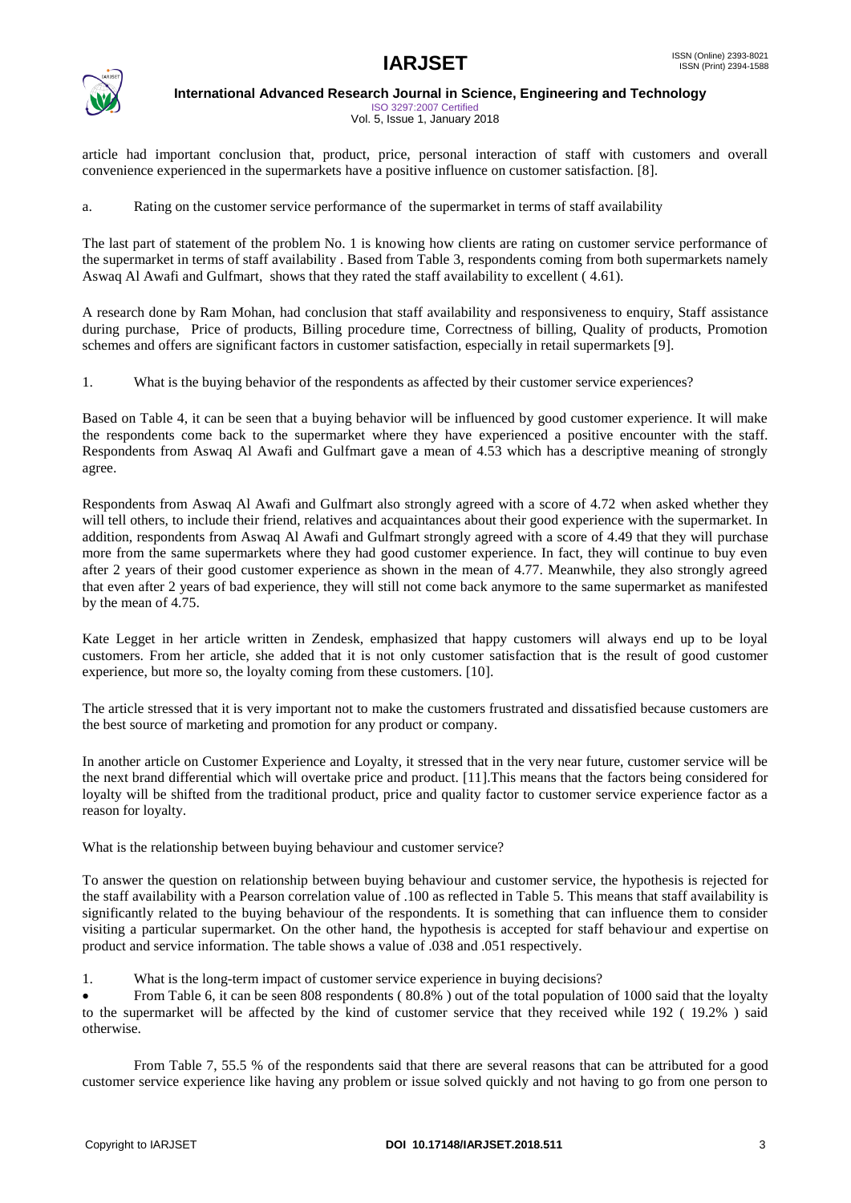article had important conclusion that, product, price, personal interaction of staff with customers and overall convenience experienced in the supermarkets have a positive influence on customer satisfaction. [8].

a. Rating on the customer service performance of the supermarket in terms of staff availability

The last part of statement of the problem No. 1 is knowing how clients are rating on customer service performance of the supermarket in terms of staff availability . Based from Table 3, respondents coming from both supermarkets namely Aswaq Al Awafi and Gulfmart, shows that they rated the staff availability to excellent ( 4.61).

A research done by Ram Mohan, had conclusion that staff availability and responsiveness to enquiry, Staff assistance during purchase, Price of products, Billing procedure time, Correctness of billing, Quality of products, Promotion schemes and offers are significant factors in customer satisfaction, especially in retail supermarkets [9].

1. What is the buying behavior of the respondents as affected by their customer service experiences?

Based on Table 4, it can be seen that a buying behavior will be influenced by good customer experience. It will make the respondents come back to the supermarket where they have experienced a positive encounter with the staff. Respondents from Aswaq Al Awafi and Gulfmart gave a mean of 4.53 which has a descriptive meaning of strongly agree.

Respondents from Aswaq Al Awafi and Gulfmart also strongly agreed with a score of 4.72 when asked whether they will tell others, to include their friend, relatives and acquaintances about their good experience with the supermarket. In addition, respondents from Aswaq Al Awafi and Gulfmart strongly agreed with a score of 4.49 that they will purchase more from the same supermarkets where they had good customer experience. In fact, they will continue to buy even after 2 years of their good customer experience as shown in the mean of 4.77. Meanwhile, they also strongly agreed that even after 2 years of bad experience, they will still not come back anymore to the same supermarket as manifested by the mean of 4.75.

Kate Legget in her article written in Zendesk, emphasized that happy customers will always end up to be loyal customers. From her article, she added that it is not only customer satisfaction that is the result of good customer experience, but more so, the loyalty coming from these customers. [10].

The article stressed that it is very important not to make the customers frustrated and dissatisfied because customers are the best source of marketing and promotion for any product or company.

In another article on Customer Experience and Loyalty, it stressed that in the very near future, customer service will be the next brand differential which will overtake price and product. [11].This means that the factors being considered for loyalty will be shifted from the traditional product, price and quality factor to customer service experience factor as a reason for loyalty.

What is the relationship between buying behaviour and customer service?

To answer the question on relationship between buying behaviour and customer service, the hypothesis is rejected for the staff availability with a Pearson correlation value of .100 as reflected in Table 5. This means that staff availability is significantly related to the buying behaviour of the respondents. It is something that can influence them to consider visiting a particular supermarket. On the other hand, the hypothesis is accepted for staff behaviour and expertise on product and service information. The table shows a value of .038 and .051 respectively.

1. What is the long-term impact of customer service experience in buying decisions?

- From Table 6, it can be seen 808 respondents ( 80.8% ) out of the total population of 1000 said that the loyalty to the supermarket will be affected by the kind of customer service that they received while 192 ( 19.2% ) said otherwise.

From Table 7, 55.5 % of the respondents said that there are several reasons that can be attributed for a good customer service experience like having any problem or issue solved quickly and not having to go from one person to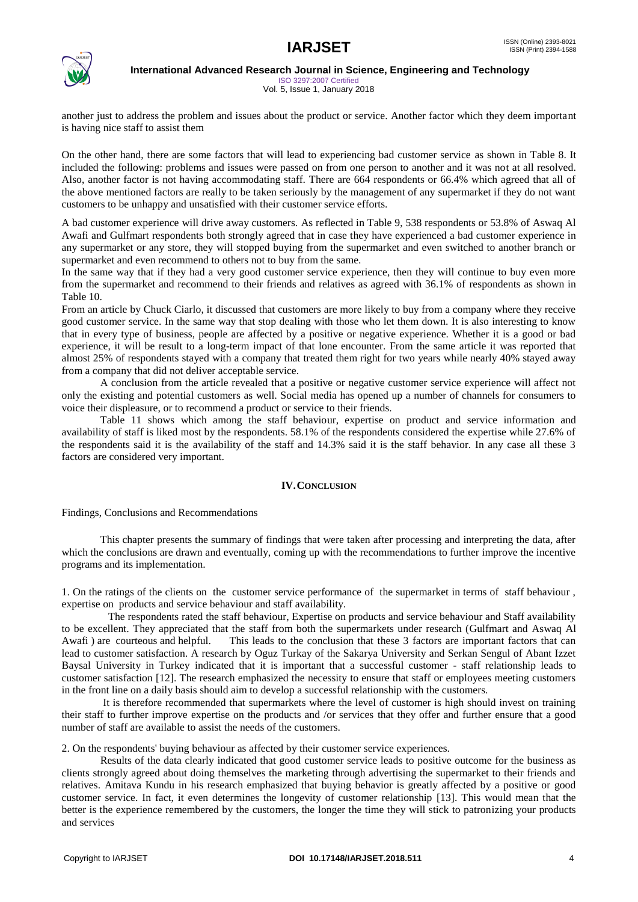another just to address the problem and issues about the product or service. Another factor which they deem important is having nice staff to assist them

On the other hand, there are some factors that will lead to experiencing bad customer service as shown in Table 8. It included the following: problems and issues were passed on from one person to another and it was not at all resolved. Also, another factor is not having accommodating staff. There are 664 respondents or 66.4% which agreed that all of the above mentioned factors are really to be taken seriously by the management of any supermarket if they do not want customers to be unhappy and unsatisfied with their customer service efforts.

A bad customer experience will drive away customers. As reflected in Table 9, 538 respondents or 53.8% of Aswaq Al Awafi and Gulfmart respondents both strongly agreed that in case they have experienced a bad customer experience in any supermarket or any store, they will stopped buying from the supermarket and even switched to another branch or supermarket and even recommend to others not to buy from the same.

In the same way that if they had a very good customer service experience, then they will continue to buy even more from the supermarket and recommend to their friends and relatives as agreed with 36.1% of respondents as shown in Table 10.

From an article by Chuck Ciarlo, it discussed that customers are more likely to buy from a company where they receive good customer service. In the same way that stop dealing with those who let them down. It is also interesting to know that in every type of business, people are affected by a positive or negative experience. Whether it is a good or bad experience, it will be result to a long-term impact of that lone encounter. From the same article it was reported that almost 25% of respondents stayed with a company that treated them right for two years while nearly 40% stayed away from a company that did not deliver acceptable service.

A conclusion from the article revealed that a positive or negative customer service experience will affect not only the existing and potential customers as well. Social media has opened up a number of channels for consumers to voice their displeasure, or to recommend a product or service to their friends.

Table 11 shows which among the staff behaviour, expertise on product and service information and availability of staff is liked most by the respondents. 58.1% of the respondents considered the expertise while 27.6% of the respondents said it is the availability of the staff and 14.3% said it is the staff behavior. In any case all these 3 factors are considered very important.

## IV. CONCLUSION

Findings, Conclusions and Recommendations

This chapter presents the summary of findings that were taken after processing and interpreting the data, after which the conclusions are drawn and eventually, coming up with the recommendations to further improve the incentive programs and its implementation.

1. On the ratings of the clients on the customer service performance of the supermarket in terms of staff behaviour , expertise on products and service behaviour and staff availability.

The respondents rated the staff behaviour, Expertise on products and service behaviour and Staff availability to be excellent. They appreciated that the staff from both the supermarkets under research (Gulfmart and Aswaq Al Awafi ) are courteous and helpful. This leads to the conclusion that these 3 factors are important factors that can lead to customer satisfaction. A research by Oguz Turkay of the Sakarya University and Serkan Sengul of Abant Izzet Baysal University in Turkey indicated that it is important that a successful customer - staff relationship leads to customer satisfaction [12]. The research emphasized the necessity to ensure that staff or employees meeting customers in the front line on a daily basis should aim to develop a successful relationship with the customers.

It is therefore recommended that supermarkets where the level of customer is high should invest on training their staff to further improve expertise on the products and /or services that they offer and further ensure that a good number of staff are available to assist the needs of the customers.

2. On the respondents' buying behaviour as affected by their customer service experiences.

Results of the data clearly indicated that good customer service leads to positive outcome for the business as clients strongly agreed about doing themselves the marketing through advertising the supermarket to their friends and relatives. Amitava Kundu in his research emphasized that buying behavior is greatly affected by a positive or good customer service. In fact, it even determines the longevity of customer relationship [13]. This would mean that the better is the experience remembered by the customers, the longer the time they will stick to patronizing your products and services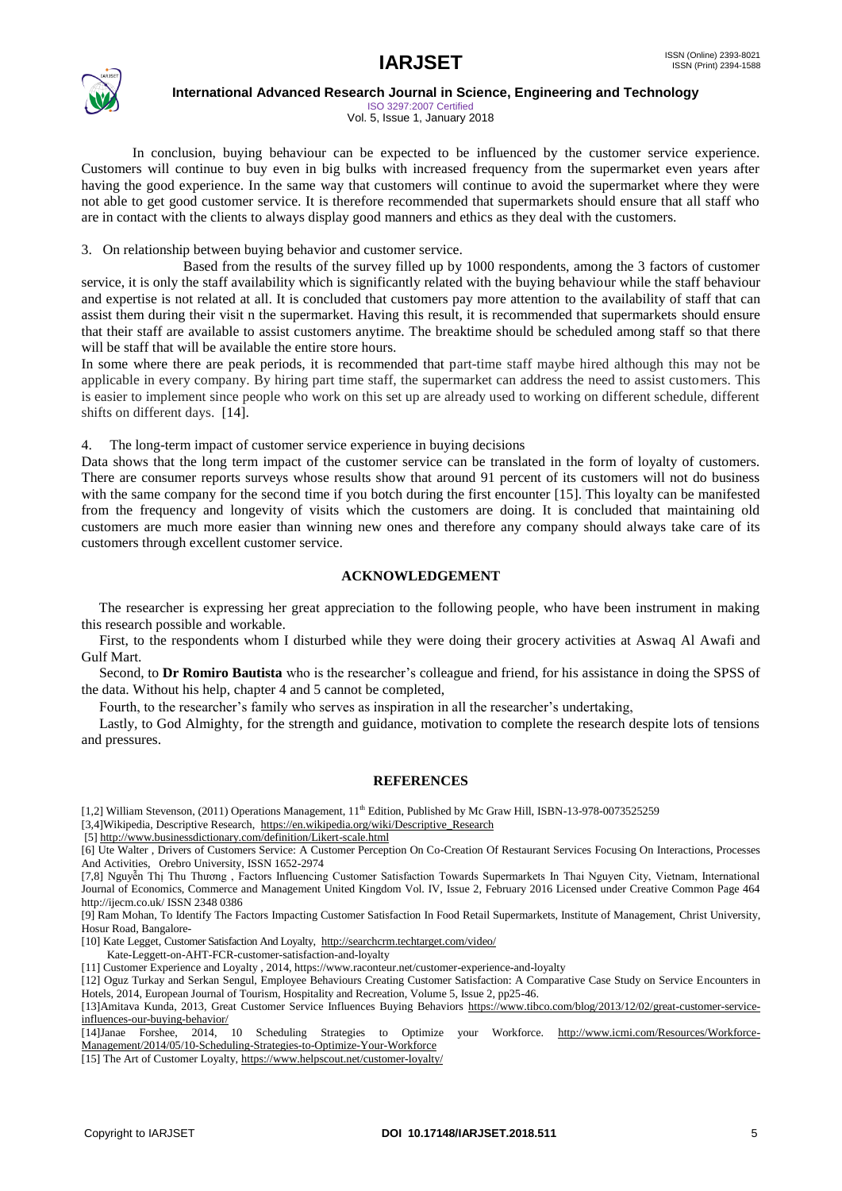In conclusion, buying behaviour can be expected to be influenced by the customer service experience. Customers will continue to buy even in big bulks with increased frequency from the supermarket even years after having the good experience. In the same way that customers will continue to avoid the supermarket where they were not able to get good customer service. It is therefore recommended that supermarkets should ensure that all staff who are in contact with the clients to always display good manners and ethics as they deal with the customers.

3. On relationship between buying behavior and customer service.

Based from the results of the survey filled up by 1000 respondents, among the 3 factors of customer service, it is only the staff availability which is significantly related with the buying behaviour while the staff behaviour and expertise is not related at all. It is concluded that customers pay more attention to the availability of staff that can assist them during their visit n the supermarket. Having this result, it is recommended that supermarkets should ensure that their staff are available to assist customers anytime. The breaktime should be scheduled among staff so that there will be staff that will be available the entire store hours.

In some where there are peak periods, it is recommended that part-time staff maybe hired although this may not be applicable in every company. By hiring part time staff, the supermarket can address the need to assist customers. This is easier to implement since people who work on this set up are already used to working on different schedule, different shifts on different days. [14].

4. The long-term impact of customer service experience in buying decisions

Data shows that the long term impact of the customer service can be translated in the form of loyalty of customers. There are consumer reports surveys whose results show that around 91 percent of its customers will not do business with the same company for the second time if you botch during the first encounter [15]. This loyalty can be manifested from the frequency and longevity of visits which the customers are doing. It is concluded that maintaining old customers are much more easier than winning new ones and therefore any company should always take care of its customers through excellent customer service.

## ACKNOWLEDGEMENT

The researcher is expressing her great appreciation to the following people, who have been instrument in making this research possible and workable.

First, to the respondents whom I disturbed while they were doing their grocery activities at Aswaq Al Awafi and Gulf Mart.

Second, to **Dr Romiro Bautista** who is the researcher's colleague and friend, for his assistance in doing the SPSS of the data. Without his help, chapter 4 and 5 cannot be completed,

Fourth, to the researcher's family who serves as inspiration in all the researcher's undertaking,

Lastly, to God Almighty, for the strength and guidance, motivation to complete the research despite lots of tensions and pressures.

## REFERENCES

[1,2] William Stevenson, (2011) Operations Management, 11th Edition, Published by Mc Graw Hill, ISBN-13-978-0073525259

[3,4]Wikipedia, Descriptive Research, https://en.wikipedia.org/wiki/Descriptive_Research

[5] http://www.businessdictionary.com/definition/Likert-scale.html

[6] Ute Walter , Drivers of Customers Service: A Customer Perception On Co-Creation Of Restaurant Services Focusing On Interactions, Processes And Activities, Orebro University, ISSN 1652-2974

[7,8] Nguyễn Thị Thu Thương , Factors Influencing Customer Satisfaction Towards Supermarkets In Thai Nguyen City, Vietnam, International Journal of Economics, Commerce and Management United Kingdom Vol. IV, Issue 2, February 2016 Licensed under Creative Common Page 464 http://ijecm.co.uk/ ISSN 2348 0386

[9] Ram Mohan, To Identify The Factors Impacting Customer Satisfaction In Food Retail Supermarkets, Institute of Management, Christ University, Hosur Road, Bangalore-

[10] Kate Legget, Customer Satisfaction And Loyalty, http://searchcrm.techtarget.com/video/Kate-Leggett-on-AHT-FCR-customer-satisfaction-and-loyalty

[11] Customer Experience and Loyalty , 2014, https://www.raconteur.net/customer-experience-and-loyalty

[12] Oguz Turkay and Serkan Sengul, Employee Behaviours Creating Customer Satisfaction: A Comparative Case Study on Service Encounters in Hotels, 2014, European Journal of Tourism, Hospitality and Recreation, Volume 5, Issue 2, pp25-46.

[13]Amitava Kunda, 2013, Great Customer Service Influences Buying Behaviors https://www.tibco.com/blog/2013/12/02/great-customer-service-influences-our-buying-behavior/

[14]Janae Forshee, 2014, 10 Scheduling Strategies to Optimize your Workforce. http://www.icmi.com/Resources/Workforce-Management/2014/05/10-Scheduling-Strategies-to-Optimize-Your-Workforce

[15] The Art of Customer Loyalty, https://www.helpscout.net/customer-loyalty/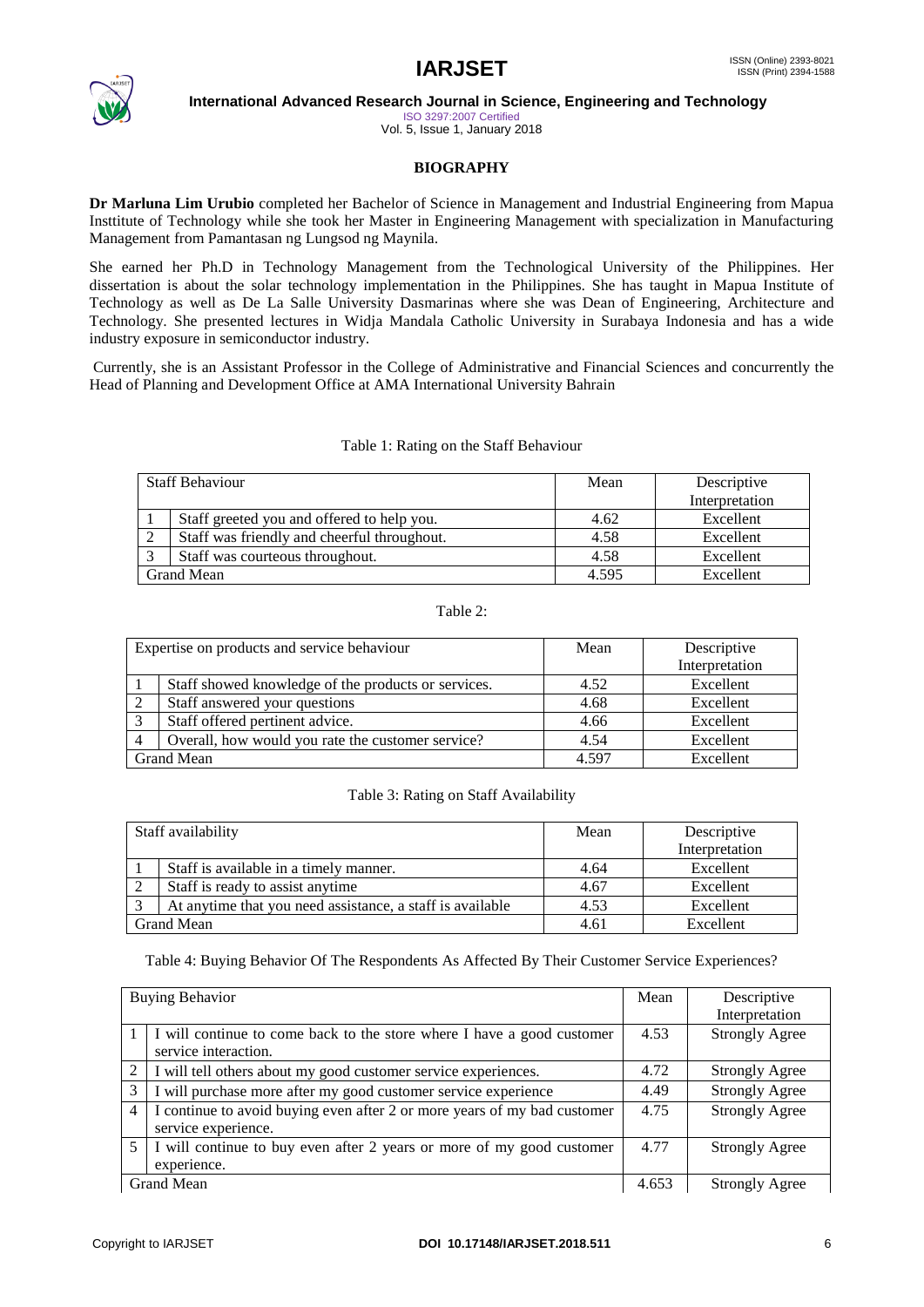## BIOGRAPHY

**Dr Marluna Lim Urubio** completed her Bachelor of Science in Management and Industrial Engineering from Mapua Insttitute of Technology while she took her Master in Engineering Management with specialization in Manufacturing Management from Pamantasan ng Lungsod ng Maynila.

She earned her Ph.D in Technology Management from the Technological University of the Philippines. Her dissertation is about the solar technology implementation in the Philippines. She has taught in Mapua Institute of Technology as well as De La Salle University Dasmarinas where she was Dean of Engineering, Architecture and Technology. She presented lectures in Widja Mandala Catholic University in Surabaya Indonesia and has a wide industry exposure in semiconductor industry.

Currently, she is an Assistant Professor in the College of Administrative and Financial Sciences and concurrently the Head of Planning and Development Office at AMA International University Bahrain

Table 1: Rating on the Staff Behaviour

| Staff Behaviour | | Mean | Descriptive Interpretation |
|---|---|---|---|
| 1 | Staff greeted you and offered to help you. | 4.62 | Excellent |
| 2 | Staff was friendly and cheerful throughout. | 4.58 | Excellent |
| 3 | Staff was courteous throughout. | 4.58 | Excellent |
| Grand Mean | | 4.595 | Excellent |

Table 2:

| Expertise on products and service behaviour | | Mean | Descriptive Interpretation |
|---|---|---|---|
| 1 | Staff showed knowledge of the products or services. | 4.52 | Excellent |
| 2 | Staff answered your questions | 4.68 | Excellent |
| 3 | Staff offered pertinent advice. | 4.66 | Excellent |
| 4 | Overall, how would you rate the customer service? | 4.54 | Excellent |
| Grand Mean | | 4.597 | Excellent |

Table 3: Rating on Staff Availability

| Staff availability | | Mean | Descriptive Interpretation |
|---|---|---|---|
| 1 | Staff is available in a timely manner. | 4.64 | Excellent |
| 2 | Staff is ready to assist anytime | 4.67 | Excellent |
| 3 | At anytime that you need assistance, a staff is available | 4.53 | Excellent |
| Grand Mean | | 4.61 | Excellent |

Table 4: Buying Behavior Of The Respondents As Affected By Their Customer Service Experiences?

| Buying Behavior | | Mean | Descriptive Interpretation |
|---|---|---|---|
| 1 | I will continue to come back to the store where I have a good customer service interaction. | 4.53 | Strongly Agree |
| 2 | I will tell others about my good customer service experiences. | 4.72 | Strongly Agree |
| 3 | I will purchase more after my good customer service experience | 4.49 | Strongly Agree |
| 4 | I continue to avoid buying even after 2 or more years of my bad customer service experience. | 4.75 | Strongly Agree |
| 5 | I will continue to buy even after 2 years or more of my good customer experience. | 4.77 | Strongly Agree |
| Grand Mean | | 4.653 | Strongly Agree |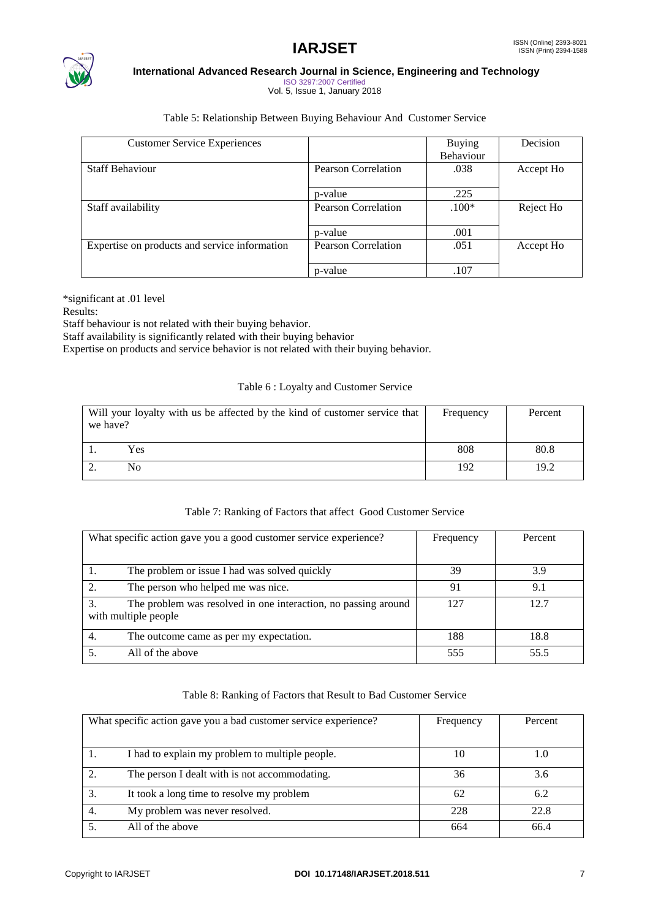Table 5: Relationship Between Buying Behaviour And Customer Service

| Customer Service Experiences | | Buying Behaviour | Decision |
|---|---|---|---|
| Staff Behaviour | Pearson Correlation | .038 | Accept Ho |
| | p-value | .225 | |
| Staff availability | Pearson Correlation | .100* | Reject Ho |
| | p-value | .001 | |
| Expertise on products and service information | Pearson Correlation | .051 | Accept Ho |
| | p-value | .107 | |

*significant at .01 level

Results:

Staff behaviour is not related with their buying behavior.

Staff availability is significantly related with their buying behavior

Expertise on products and service behavior is not related with their buying behavior.

Table 6 : Loyalty and Customer Service

| Will your loyalty with us be affected by the kind of customer service that we have? | Frequency | Percent |
|---|---|---|
| 1. Yes | 808 | 80.8 |
| 2. No | 192 | 19.2 |

Table 7: Ranking of Factors that affect Good Customer Service

| What specific action gave you a good customer service experience? | Frequency | Percent |
|---|---|---|
| 1. The problem or issue I had was solved quickly | 39 | 3.9 |
| 2. The person who helped me was nice. | 91 | 9.1 |
| 3. The problem was resolved in one interaction, no passing around with multiple people | 127 | 12.7 |
| 4. The outcome came as per my expectation. | 188 | 18.8 |
| 5. All of the above | 555 | 55.5 |

Table 8: Ranking of Factors that Result to Bad Customer Service

| What specific action gave you a bad customer service experience? | Frequency | Percent |
|---|---|---|
| 1. I had to explain my problem to multiple people. | 10 | 1.0 |
| 2. The person I dealt with is not accommodating. | 36 | 3.6 |
| 3. It took a long time to resolve my problem | 62 | 6.2 |
| 4. My problem was never resolved. | 228 | 22.8 |
| 5. All of the above | 664 | 66.4 |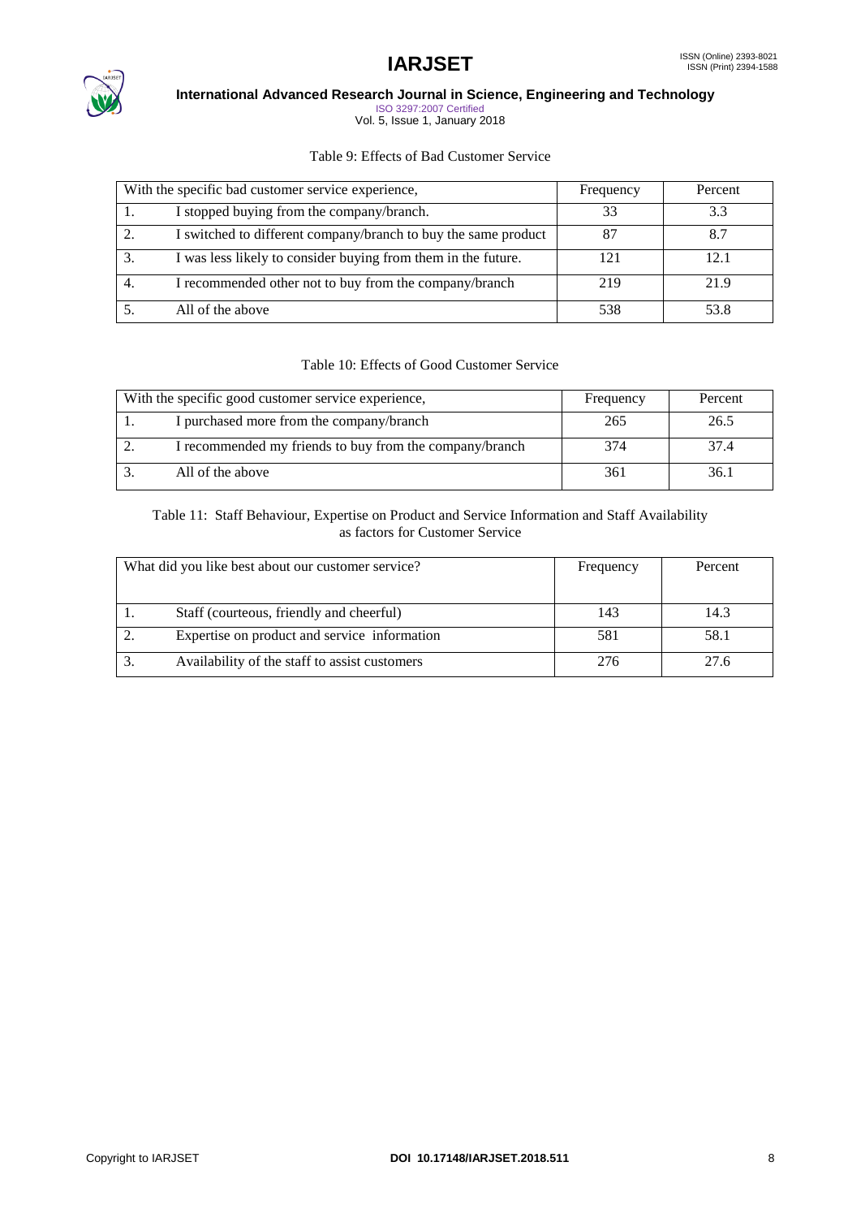Table 9: Effects of Bad Customer Service

| With the specific bad customer service experience, | | Frequency | Percent |
|---|---|---|---|
| 1. | I stopped buying from the company/branch. | 33 | 3.3 |
| 2. | I switched to different company/branch to buy the same product | 87 | 8.7 |
| 3. | I was less likely to consider buying from them in the future. | 121 | 12.1 |
| 4. | I recommended other not to buy from the company/branch | 219 | 21.9 |
| 5. | All of the above | 538 | 53.8 |

Table 10: Effects of Good Customer Service

| With the specific good customer service experience, | | Frequency | Percent |
|---|---|---|---|
| 1. | I purchased more from the company/branch | 265 | 26.5 |
| 2. | I recommended my friends to buy from the company/branch | 374 | 37.4 |
| 3. | All of the above | 361 | 36.1 |

Table 11: Staff Behaviour, Expertise on Product and Service Information and Staff Availability as factors for Customer Service

| What did you like best about our customer service? | | Frequency | Percent |
|---|---|---|---|
| 1. | Staff (courteous, friendly and cheerful) | 143 | 14.3 |
| 2. | Expertise on product and service information | 581 | 58.1 |
| 3. | Availability of the staff to assist customers | 276 | 27.6 |